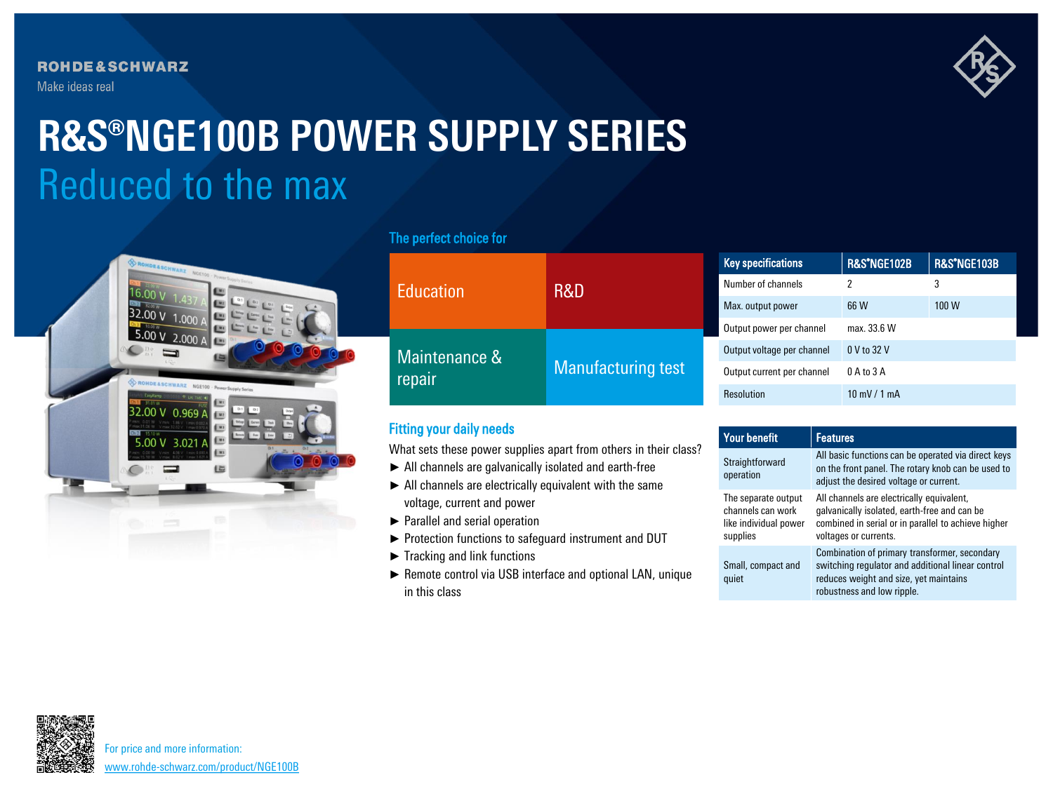ROHDE&SCHWARZ

Make ideas real

# R&S®NGE100B POWER SUPPLY SERIES

## Reduced to the max

### The perfect choice for

| Education | R&D |
|---|---|
| Maintenance & repair | Manufacturing test |

| Key specifications | R&S®NGE102B | R&S®NGE103B |
|---|---|---|
| Number of channels | 2 | 3 |
| Max. output power | 66 W | 100 W |
| Output power per channel | max. 33.6 W | |
| Output voltage per channel | 0 V to 32 V | |
| Output current per channel | 0 A to 3 A | |
| Resolution | 10 mV / 1 mA | |

### Fitting your daily needs

What sets these power supplies apart from others in their class?

- ► All channels are galvanically isolated and earth-free
- ► All channels are electrically equivalent with the same voltage, current and power
- ► Parallel and serial operation
- ► Protection functions to safeguard instrument and DUT
- ► Tracking and link functions
- ► Remote control via USB interface and optional LAN, unique in this class

| Your benefit | Features |
|---|---|
| Straightforward operation | All basic functions can be operated via direct keys on the front panel. The rotary knob can be used to adjust the desired voltage or current. |
| The separate output channels can work like individual power supplies | All channels are electrically equivalent, galvanically isolated, earth-free and can be combined in serial or in parallel to achieve higher voltages or currents. |
| Small, compact and quiet | Combination of primary transformer, secondary switching regulator and additional linear control reduces weight and size, yet maintains robustness and low ripple. |

For price and more information:
www.rohde-schwarz.com/product/NGE100B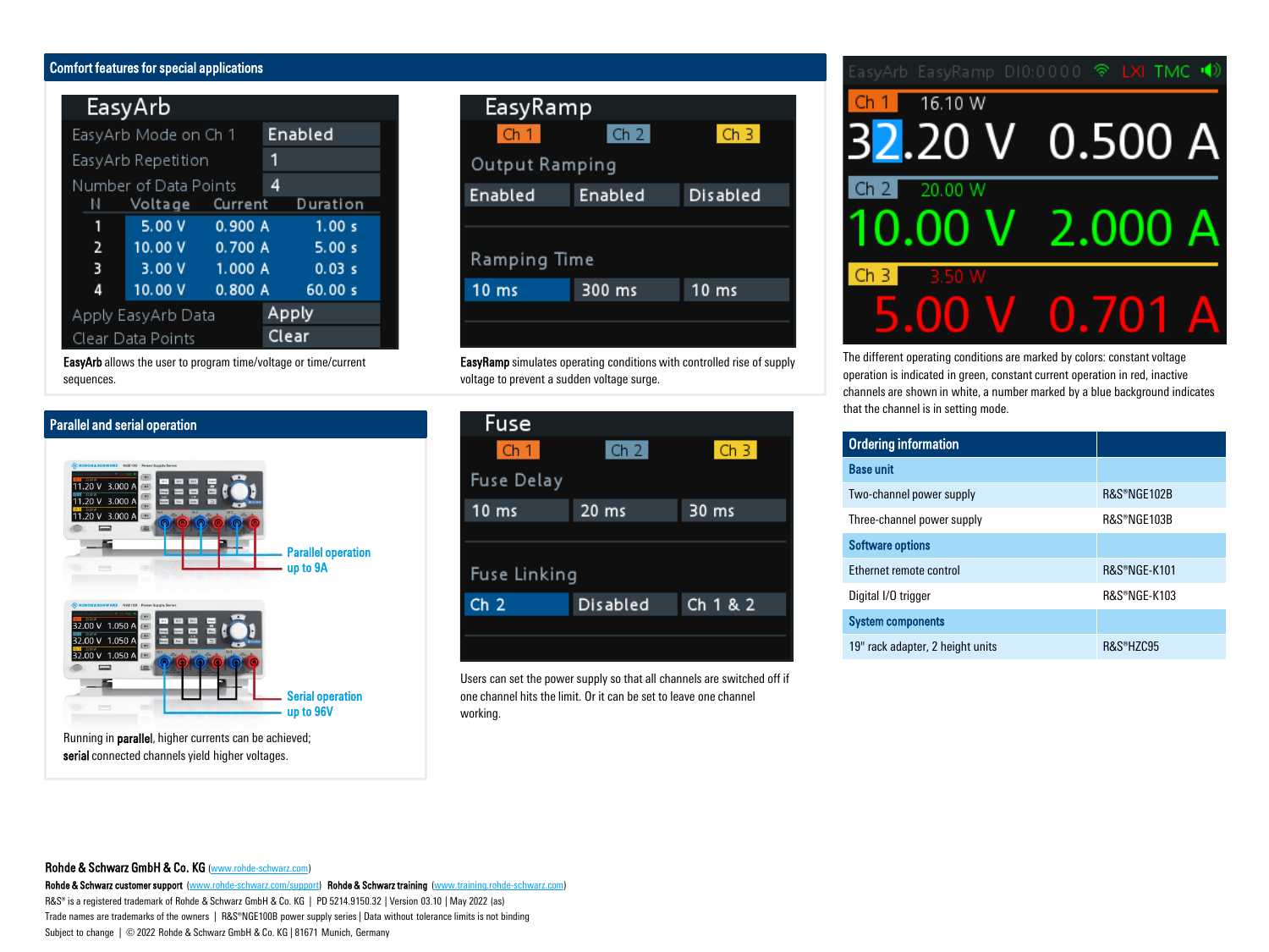## Comfort features for special applications

**EasyArb** allows the user to program time/voltage or time/current sequences.

**EasyRamp** simulates operating conditions with controlled rise of supply voltage to prevent a sudden voltage surge.

The different operating conditions are marked by colors: constant voltage operation is indicated in green, constant current operation in red, inactive channels are shown in white, a number marked by a blue background indicates that the channel is in setting mode.

## Parallel and serial operation

Parallel operation up to 9A

Serial operation up to 96V

Running in **parallel**, higher currents can be achieved; **serial** connected channels yield higher voltages.

Users can set the power supply so that all channels are switched off if one channel hits the limit. Or it can be set to leave one channel working.

## Ordering information

| Ordering information | |
|---|---|
| **Base unit** | |
| Two-channel power supply | R&S®NGE102B |
| Three-channel power supply | R&S®NGE103B |
| **Software options** | |
| Ethernet remote control | R&S®NGE-K101 |
| Digital I/O trigger | R&S®NGE-K103 |
| **System components** | |
| 19" rack adapter, 2 height units | R&S®HZC95 |

**Rohde & Schwarz GmbH & Co. KG** (www.rohde-schwarz.com)
**Rohde & Schwarz customer support** (www.rohde-schwarz.com/support) **Rohde & Schwarz training** (www.training.rohde-schwarz.com)
R&S® is a registered trademark of Rohde & Schwarz GmbH & Co. KG | PD 5214.9150.32 | Version 03.10 | May 2022 (as)
Trade names are trademarks of the owners | R&S®NGE100B power supply series | Data without tolerance limits is not binding
Subject to change | © 2022 Rohde & Schwarz GmbH & Co. KG | 81671 Munich, Germany